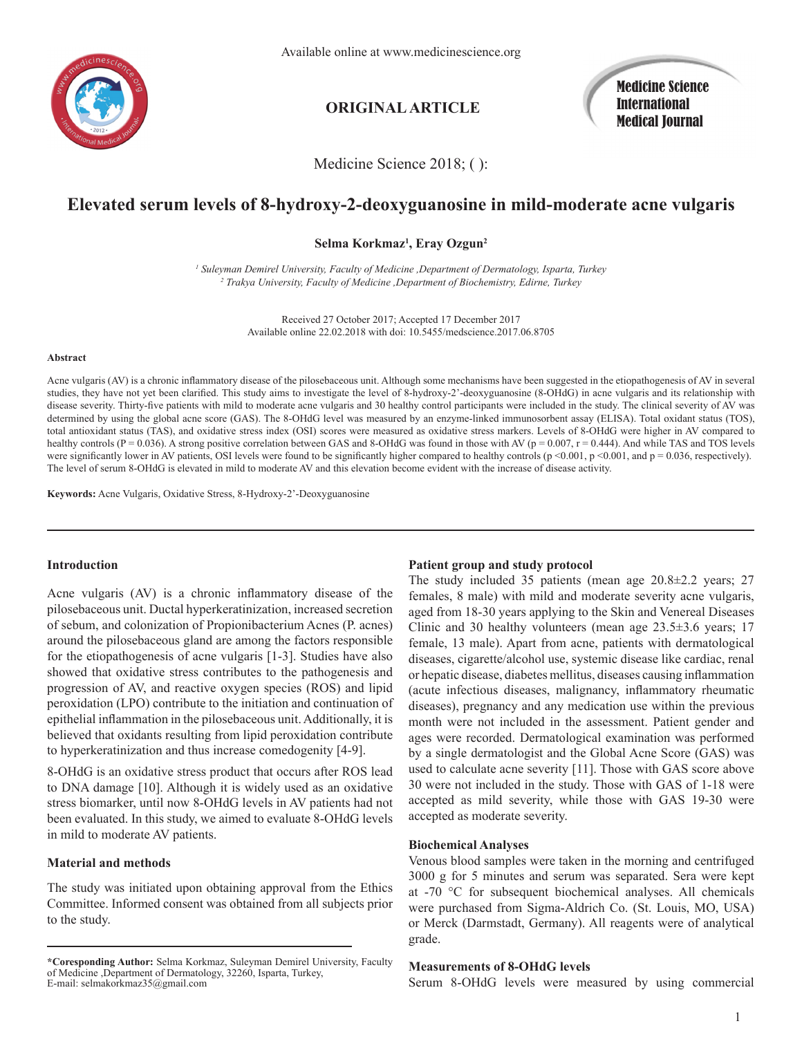Available online at www.medicinescience.org

ORIGINAL ARTICLE

Medicine Science International Medical Journal

Medicine Science 2018; ( ):

# Elevated serum levels of 8-hydroxy-2-deoxyguanosine in mild-moderate acne vulgaris

**Selma Korkmaz[1], Eray Ozgun[2]**

*[1] Suleyman Demirel University, Faculty of Medicine ,Department of Dermatology, Isparta, Turkey*
*[2] Trakya University, Faculty of Medicine ,Department of Biochemistry, Edirne, Turkey*

Received 27 October 2017; Accepted 17 December 2017
Available online 22.02.2018 with doi: 10.5455/medscience.2017.06.8705

### Abstract

Acne vulgaris (AV) is a chronic inflammatory disease of the pilosebaceous unit. Although some mechanisms have been suggested in the etiopathogenesis of AV in several studies, they have not yet been clarified. This study aims to investigate the level of 8-hydroxy-2'-deoxyguanosine (8-OHdG) in acne vulgaris and its relationship with disease severity. Thirty-five patients with mild to moderate acne vulgaris and 30 healthy control participants were included in the study. The clinical severity of AV was determined by using the global acne score (GAS). The 8-OHdG level was measured by an enzyme-linked immunosorbent assay (ELISA). Total oxidant status (TOS), total antioxidant status (TAS), and oxidative stress index (OSI) scores were measured as oxidative stress markers. Levels of 8-OHdG were higher in AV compared to healthy controls ($P = 0.036$). A strong positive correlation between GAS and 8-OHdG was found in those with AV ($p = 0.007$, $r = 0.444$). And while TAS and TOS levels were significantly lower in AV patients, OSI levels were found to be significantly higher compared to healthy controls ($p < 0.001$, $p < 0.001$, and $p = 0.036$, respectively). The level of serum 8-OHdG is elevated in mild to moderate AV and this elevation become evident with the increase of disease activity.

**Keywords:** Acne Vulgaris, Oxidative Stress, 8-Hydroxy-2'-Deoxyguanosine

## Introduction

Acne vulgaris (AV) is a chronic inflammatory disease of the pilosebaceous unit. Ductal hyperkeratinization, increased secretion of sebum, and colonization of Propionibacterium Acnes (P. acnes) around the pilosebaceous gland are among the factors responsible for the etiopathogenesis of acne vulgaris [1-3]. Studies have also showed that oxidative stress contributes to the pathogenesis and progression of AV, and reactive oxygen species (ROS) and lipid peroxidation (LPO) contribute to the initiation and continuation of epithelial inflammation in the pilosebaceous unit. Additionally, it is believed that oxidants resulting from lipid peroxidation contribute to hyperkeratinization and thus increase comedogenity [4-9].

8-OHdG is an oxidative stress product that occurs after ROS lead to DNA damage [10]. Although it is widely used as an oxidative stress biomarker, until now 8-OHdG levels in AV patients had not been evaluated. In this study, we aimed to evaluate 8-OHdG levels in mild to moderate AV patients.

## Material and methods

The study was initiated upon obtaining approval from the Ethics Committee. Informed consent was obtained from all subjects prior to the study.

### Patient group and study protocol

The study included 35 patients (mean age 20.8±2.2 years; 27 females, 8 male) with mild and moderate severity acne vulgaris, aged from 18-30 years applying to the Skin and Venereal Diseases Clinic and 30 healthy volunteers (mean age 23.5±3.6 years; 17 female, 13 male). Apart from acne, patients with dermatological diseases, cigarette/alcohol use, systemic disease like cardiac, renal or hepatic disease, diabetes mellitus, diseases causing inflammation (acute infectious diseases, malignancy, inflammatory rheumatic diseases), pregnancy and any medication use within the previous month were not included in the assessment. Patient gender and ages were recorded. Dermatological examination was performed by a single dermatologist and the Global Acne Score (GAS) was used to calculate acne severity [11]. Those with GAS score above 30 were not included in the study. Those with GAS of 1-18 were accepted as mild severity, while those with GAS 19-30 were accepted as moderate severity.

### Biochemical Analyses

Venous blood samples were taken in the morning and centrifuged 3000 g for 5 minutes and serum was separated. Sera were kept at -70 °C for subsequent biochemical analyses. All chemicals were purchased from Sigma-Aldrich Co. (St. Louis, MO, USA) or Merck (Darmstadt, Germany). All reagents were of analytical grade.

### Measurements of 8-OHdG levels

Serum 8-OHdG levels were measured by using commercial

---

**\*Coresponding Author:** Selma Korkmaz, Suleyman Demirel University, Faculty of Medicine ,Department of Dermatology, 32260, Isparta, Turkey,
E-mail: selmakorkmaz35@gmail.com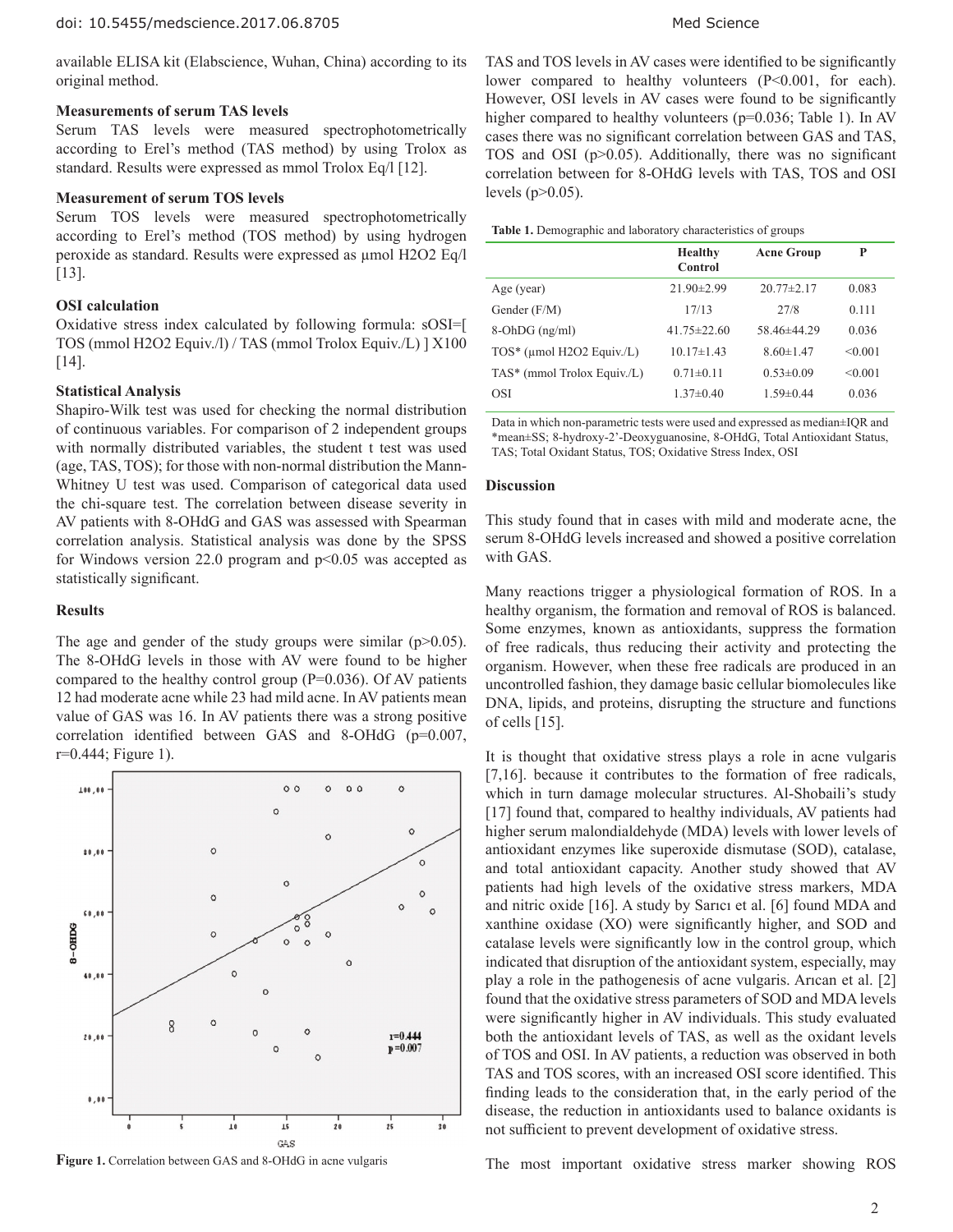available ELISA kit (Elabscience, Wuhan, China) according to its original method.

### Measurements of serum TAS levels

Serum TAS levels were measured spectrophotometrically according to Erel's method (TAS method) by using Trolox as standard. Results were expressed as mmol Trolox Eq/l [12].

### Measurement of serum TOS levels

Serum TOS levels were measured spectrophotometrically according to Erel's method (TOS method) by using hydrogen peroxide as standard. Results were expressed as µmol $H_2O_2$ Eq/l [13].

### OSI calculation

Oxidative stress index calculated by following formula: sOSI=[ TOS (mmol $H_2O_2$ Equiv./l) / TAS (mmol Trolox Equiv./L) ] X100 [14].

### Statistical Analysis

Shapiro-Wilk test was used for checking the normal distribution of continuous variables. For comparison of 2 independent groups with normally distributed variables, the student t test was used (age, TAS, TOS); for those with non-normal distribution the Mann-Whitney U test was used. Comparison of categorical data used the chi-square test. The correlation between disease severity in AV patients with 8-OHdG and GAS was assessed with Spearman correlation analysis. Statistical analysis was done by the SPSS for Windows version 22.0 program and $p<0.05$ was accepted as statistically significant.

## Results

The age and gender of the study groups were similar ($p>0.05$). The 8-OHdG levels in those with AV were found to be higher compared to the healthy control group (P=0.036). Of AV patients 12 had moderate acne while 23 had mild acne. In AV patients mean value of GAS was 16. In AV patients there was a strong positive correlation identified between GAS and 8-OHdG (p=0.007, r=0.444; Figure 1).

**Figure 1.** Correlation between GAS and 8-OHdG in acne vulgaris

TAS and TOS levels in AV cases were identified to be significantly lower compared to healthy volunteers (P<0.001, for each). However, OSI levels in AV cases were found to be significantly higher compared to healthy volunteers (p=0.036; Table 1). In AV cases there was no significant correlation between GAS and TAS, TOS and OSI ($p>0.05$). Additionally, there was no significant correlation between for 8-OHdG levels with TAS, TOS and OSI levels ($p>0.05$).

**Table 1.** Demographic and laboratory characteristics of groups

| | Healthy Control | Acne Group | P |
|---|---|---|---|
| Age (year) | 21.90±2.99 | 20.77±2.17 | 0.083 |
| Gender (F/M) | 17/13 | 27/8 | 0.111 |
| 8-OhDG (ng/ml) | 41.75±22.60 | 58.46±44.29 | 0.036 |
| TOS* (µmol $H_2O_2$ Equiv./L) | 10.17±1.43 | 8.60±1.47 | <0.001 |
| TAS* (mmol Trolox Equiv./L) | 0.71±0.11 | 0.53±0.09 | <0.001 |
| OSI | 1.37±0.40 | 1.59±0.44 | 0.036 |

Data in which non-parametric tests were used and expressed as median±IQR and *mean±SS; 8-hydroxy-2'-Deoxyguanosine, 8-OHdG, Total Antioxidant Status, TAS; Total Oxidant Status, TOS; Oxidative Stress Index, OSI

## Discussion

This study found that in cases with mild and moderate acne, the serum 8-OHdG levels increased and showed a positive correlation with GAS.

Many reactions trigger a physiological formation of ROS. In a healthy organism, the formation and removal of ROS is balanced. Some enzymes, known as antioxidants, suppress the formation of free radicals, thus reducing their activity and protecting the organism. However, when these free radicals are produced in an uncontrolled fashion, they damage basic cellular biomolecules like DNA, lipids, and proteins, disrupting the structure and functions of cells [15].

It is thought that oxidative stress plays a role in acne vulgaris [7,16]. because it contributes to the formation of free radicals, which in turn damage molecular structures. Al-Shobaili's study [17] found that, compared to healthy individuals, AV patients had higher serum malondialdehyde (MDA) levels with lower levels of antioxidant enzymes like superoxide dismutase (SOD), catalase, and total antioxidant capacity. Another study showed that AV patients had high levels of the oxidative stress markers, MDA and nitric oxide [16]. A study by Sarıcı et al. [6] found MDA and xanthine oxidase (XO) were significantly higher, and SOD and catalase levels were significantly low in the control group, which indicated that disruption of the antioxidant system, especially, may play a role in the pathogenesis of acne vulgaris. Arıcan et al. [2] found that the oxidative stress parameters of SOD and MDA levels were significantly higher in AV individuals. This study evaluated both the antioxidant levels of TAS, as well as the oxidant levels of TOS and OSI. In AV patients, a reduction was observed in both TAS and TOS scores, with an increased OSI score identified. This finding leads to the consideration that, in the early period of the disease, the reduction in antioxidants used to balance oxidants is not sufficient to prevent development of oxidative stress.

The most important oxidative stress marker showing ROS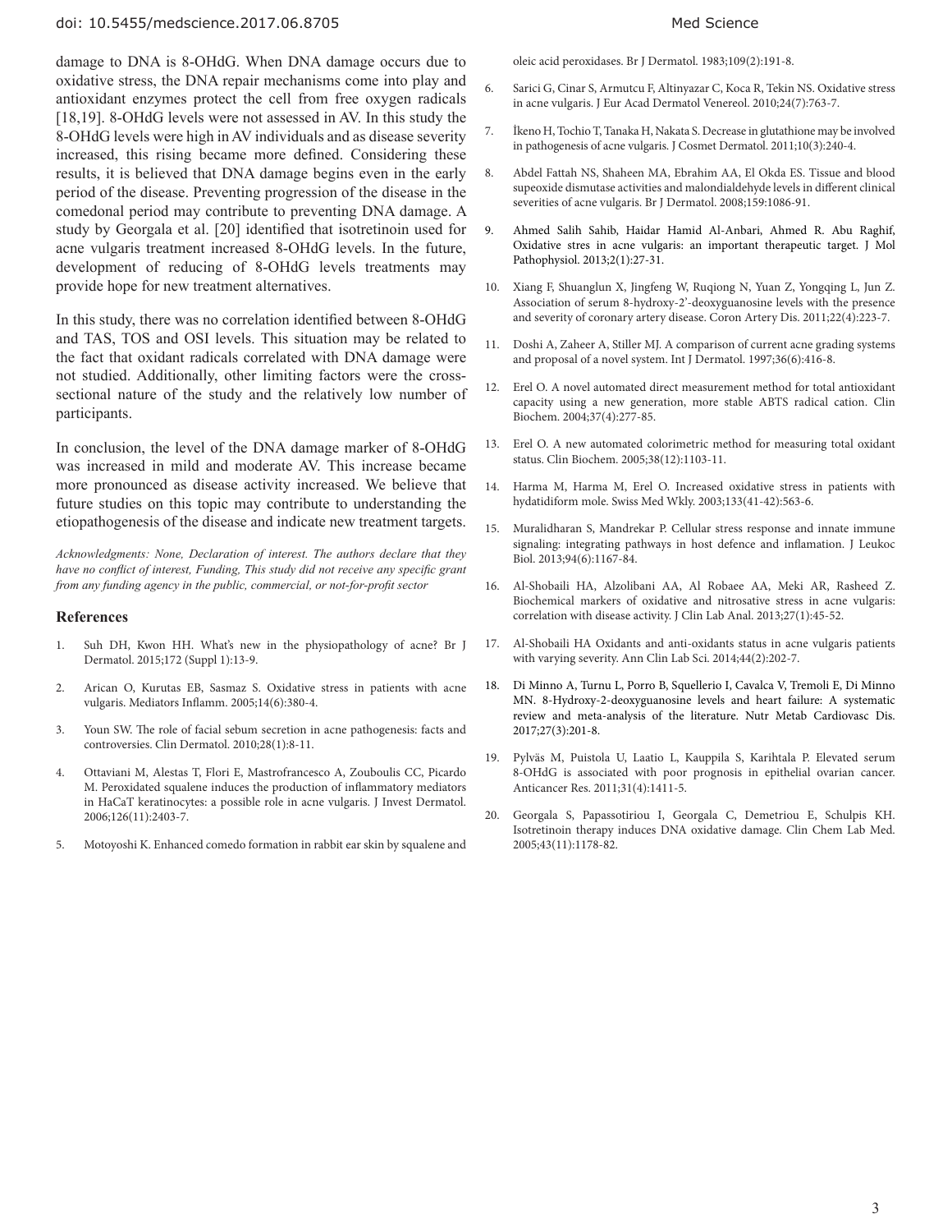damage to DNA is 8-OHdG. When DNA damage occurs due to oxidative stress, the DNA repair mechanisms come into play and antioxidant enzymes protect the cell from free oxygen radicals [18,19]. 8-OHdG levels were not assessed in AV. In this study the 8-OHdG levels were high in AV individuals and as disease severity increased, this rising became more defined. Considering these results, it is believed that DNA damage begins even in the early period of the disease. Preventing progression of the disease in the comedonal period may contribute to preventing DNA damage. A study by Georgala et al. [20] identified that isotretinoin used for acne vulgaris treatment increased 8-OHdG levels. In the future, development of reducing of 8-OHdG levels treatments may provide hope for new treatment alternatives.

In this study, there was no correlation identified between 8-OHdG and TAS, TOS and OSI levels. This situation may be related to the fact that oxidant radicals correlated with DNA damage were not studied. Additionally, other limiting factors were the cross-sectional nature of the study and the relatively low number of participants.

In conclusion, the level of the DNA damage marker of 8-OHdG was increased in mild and moderate AV. This increase became more pronounced as disease activity increased. We believe that future studies on this topic may contribute to understanding the etiopathogenesis of the disease and indicate new treatment targets.

*Acknowledgments: None, Declaration of interest. The authors declare that they have no conflict of interest, Funding, This study did not receive any specific grant from any funding agency in the public, commercial, or not-for-profit sector*

## References

1. Suh DH, Kwon HH. What's new in the physiopathology of acne? Br J Dermatol. 2015;172 (Suppl 1):13-9.
2. Arican O, Kurutas EB, Sasmaz S. Oxidative stress in patients with acne vulgaris. Mediators Inflamm. 2005;14(6):380-4.
3. Youn SW. The role of facial sebum secretion in acne pathogenesis: facts and controversies. Clin Dermatol. 2010;28(1):8-11.
4. Ottaviani M, Alestas T, Flori E, Mastrofrancesco A, Zouboulis CC, Picardo M. Peroxidated squalene induces the production of inflammatory mediators in HaCaT keratinocytes: a possible role in acne vulgaris. J Invest Dermatol. 2006;126(11):2403-7.
5. Motoyoshi K. Enhanced comedo formation in rabbit ear skin by squalene and oleic acid peroxidases. Br J Dermatol. 1983;109(2):191-8.
6. Sarici G, Cinar S, Armutcu F, Altinyazar C, Koca R, Tekin NS. Oxidative stress in acne vulgaris. J Eur Acad Dermatol Venereol. 2010;24(7):763-7.
7. İkeno H, Tochio T, Tanaka H, Nakata S. Decrease in glutathione may be involved in pathogenesis of acne vulgaris. J Cosmet Dermatol. 2011;10(3):240-4.
8. Abdel Fattah NS, Shaheen MA, Ebrahim AA, El Okda ES. Tissue and blood supeoxide dismutase activities and malondialdehyde levels in different clinical severities of acne vulgaris. Br J Dermatol. 2008;159:1086-91.
9. Ahmed Salih Sahib, Haidar Hamid Al-Anbari, Ahmed R. Abu Raghif, Oxidative stres in acne vulgaris: an important therapeutic target. J Mol Pathophysiol. 2013;2(1):27-31.
10. Xiang F, Shuanglun X, Jingfeng W, Ruqiong N, Yuan Z, Yongqing L, Jun Z. Association of serum 8-hydroxy-2'-deoxyguanosine levels with the presence and severity of coronary artery disease. Coron Artery Dis. 2011;22(4):223-7.
11. Doshi A, Zaheer A, Stiller MJ. A comparison of current acne grading systems and proposal of a novel system. Int J Dermatol. 1997;36(6):416-8.
12. Erel O. A novel automated direct measurement method for total antioxidant capacity using a new generation, more stable ABTS radical cation. Clin Biochem. 2004;37(4):277-85.
13. Erel O. A new automated colorimetric method for measuring total oxidant status. Clin Biochem. 2005;38(12):1103-11.
14. Harma M, Harma M, Erel O. Increased oxidative stress in patients with hydatidiform mole. Swiss Med Wkly. 2003;133(41-42):563-6.
15. Muralidharan S, Mandrekar P. Cellular stress response and innate immune signaling: integrating pathways in host defence and inflamation. J Leukoc Biol. 2013;94(6):1167-84.
16. Al-Shobaili HA, Alzolibani AA, Al Robaee AA, Meki AR, Rasheed Z. Biochemical markers of oxidative and nitrosative stress in acne vulgaris: correlation with disease activity. J Clin Lab Anal. 2013;27(1):45-52.
17. Al-Shobaili HA Oxidants and anti-oxidants status in acne vulgaris patients with varying severity. Ann Clin Lab Sci. 2014;44(2):202-7.
18. Di Minno A, Turnu L, Porro B, Squellerio I, Cavalca V, Tremoli E, Di Minno MN. 8-Hydroxy-2-deoxyguanosine levels and heart failure: A systematic review and meta-analysis of the literature. Nutr Metab Cardiovasc Dis. 2017;27(3):201-8.
19. Pylväs M, Puistola U, Laatio L, Kauppila S, Karihtala P. Elevated serum 8-OHdG is associated with poor prognosis in epithelial ovarian cancer. Anticancer Res. 2011;31(4):1411-5.
20. Georgala S, Papassotiriou I, Georgala C, Demetriou E, Schulpis KH. Isotretinoin therapy induces DNA oxidative damage. Clin Chem Lab Med. 2005;43(11):1178-82.